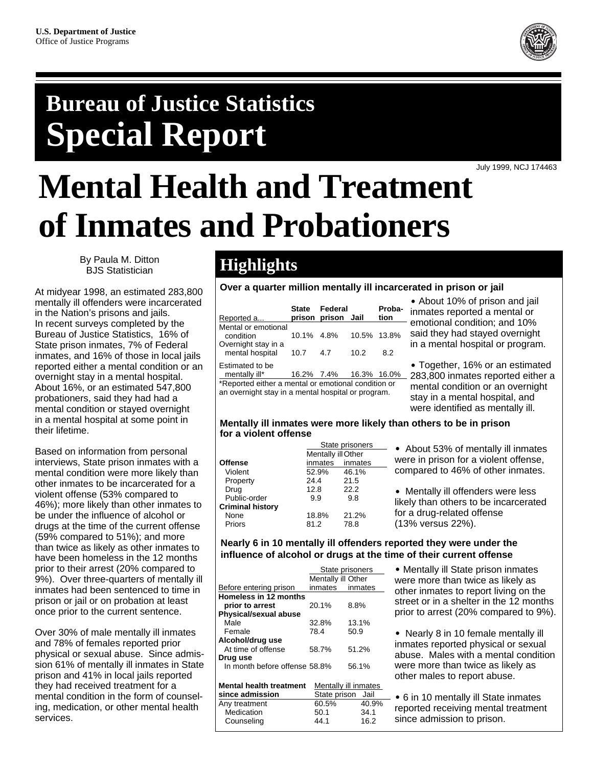U.S. Department of Justice
Office of Justice Programs

# Bureau of Justice Statistics Special Report

July 1999, NCJ 174463

# Mental Health and Treatment of Inmates and Probationers

By Paula M. Ditton
BJS Statistician

At midyear 1998, an estimated 283,800 mentally ill offenders were incarcerated in the Nation's prisons and jails. In recent surveys completed by the Bureau of Justice Statistics, 16% of State prison inmates, 7% of Federal inmates, and 16% of those in local jails reported either a mental condition or an overnight stay in a mental hospital. About 16%, or an estimated 547,800 probationers, said they had had a mental condition or stayed overnight in a mental hospital at some point in their lifetime.

Based on information from personal interviews, State prison inmates with a mental condition were more likely than other inmates to be incarcerated for a violent offense (53% compared to 46%); more likely than other inmates to be under the influence of alcohol or drugs at the time of the current offense (59% compared to 51%); and more than twice as likely as other inmates to have been homeless in the 12 months prior to their arrest (20% compared to 9%). Over three-quarters of mentally ill inmates had been sentenced to time in prison or jail or on probation at least once prior to the current sentence.

Over 30% of male mentally ill inmates and 78% of females reported prior physical or sexual abuse. Since admission 61% of mentally ill inmates in State prison and 41% in local jails reported they had received treatment for a mental condition in the form of counseling, medication, or other mental health services.

## Highlights

**Over a quarter million mentally ill incarcerated in prison or jail**

| Reported a... | State prison | Federal prison | Jail | Probation |
|---|---|---|---|---|
| Mental or emotional condition | 10.1% | 4.8% | 10.5% | 13.8% |
| Overnight stay in a mental hospital | 10.7 | 4.7 | 10.2 | 8.2 |
| Estimated to be mentally ill* | 16.2% | 7.4% | 16.3% | 16.0% |

*Reported either a mental or emotional condition or an overnight stay in a mental hospital or program.

- About 10% of prison and jail inmates reported a mental or emotional condition; and 10% said they had stayed overnight in a mental hospital or program.

- Together, 16% or an estimated 283,800 inmates reported either a mental condition or an overnight stay in a mental hospital, and were identified as mentally ill.

**Mentally ill inmates were more likely than others to be in prison for a violent offense**

| | State prisoners | |
|---|---|---|
| **Offense** | Mentally ill inmates | Other inmates |
| Violent | 52.9% | 46.1% |
| Property | 24.4 | 21.5 |
| Drug | 12.8 | 22.2 |
| Public-order | 9.9 | 9.8 |
| **Criminal history** | | |
| None | 18.8% | 21.2% |
| Priors | 81.2 | 78.8 |

- About 53% of mentally ill inmates were in prison for a violent offense, compared to 46% of other inmates.

- Mentally ill offenders were less likely than others to be incarcerated for a drug-related offense (13% versus 22%).

**Nearly 6 in 10 mentally ill offenders reported they were under the influence of alcohol or drugs at the time of their current offense**

| | State prisoners | |
|---|---|---|
| Before entering prison | Mentally ill inmates | Other inmates |
| **Homeless in 12 months prior to arrest** | 20.1% | 8.8% |
| **Physical/sexual abuse** | | |
| Male | 32.8% | 13.1% |
| Female | 78.4 | 50.9 |
| **Alcohol/drug use** | | |
| At time of offense | 58.7% | 51.2% |
| **Drug use** | | |
| In month before offense | 58.8% | 56.1% |

| | Mentally ill inmates | |
|---|---|---|
| **Mental health treatment since admission** | State prison | Jail |
| Any treatment | 60.5% | 40.9% |
| Medication | 50.1 | 34.1 |
| Counseling | 44.1 | 16.2 |

- Mentally ill State prison inmates were more than twice as likely as other inmates to report living on the street or in a shelter in the 12 months prior to arrest (20% compared to 9%).

- Nearly 8 in 10 female mentally ill inmates reported physical or sexual abuse. Males with a mental condition were more than twice as likely as other males to report abuse.

- 6 in 10 mentally ill State inmates reported receiving mental treatment since admission to prison.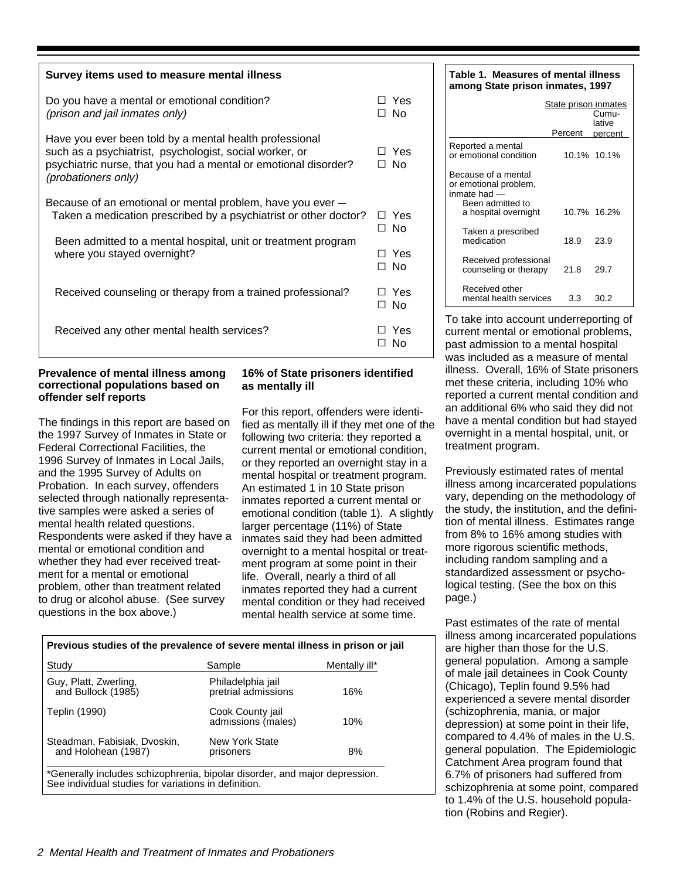**Survey items used to measure mental illness**

| Question | Response |
|---|---|
| Do you have a mental or emotional condition? *(prison and jail inmates only)* | ☐ Yes ☐ No |
| Have you ever been told by a mental health professional such as a psychiatrist, psychologist, social worker, or psychiatric nurse, that you had a mental or emotional disorder? *(probationers only)* | ☐ Yes ☐ No |
| Because of an emotional or mental problem, have you ever — Taken a medication prescribed by a psychiatrist or other doctor? | ☐ Yes ☐ No |
| Been admitted to a mental hospital, unit or treatment program where you stayed overnight? | ☐ Yes ☐ No |
| Received counseling or therapy from a trained professional? | ☐ Yes ☐ No |
| Received any other mental health services? | ☐ Yes ☐ No |

## Prevalence of mental illness among correctional populations based on offender self reports

The findings in this report are based on the 1997 Survey of Inmates in State or Federal Correctional Facilities, the 1996 Survey of Inmates in Local Jails, and the 1995 Survey of Adults on Probation. In each survey, offenders selected through nationally representative samples were asked a series of mental health related questions. Respondents were asked if they have a mental or emotional condition and whether they had ever received treatment for a mental or emotional problem, other than treatment related to drug or alcohol abuse. (See survey questions in the box above.)

## 16% of State prisoners identified as mentally ill

For this report, offenders were identified as mentally ill if they met one of the following two criteria: they reported a current mental or emotional condition, or they reported an overnight stay in a mental hospital or treatment program. An estimated 1 in 10 State prison inmates reported a current mental or emotional condition (table 1). A slightly larger percentage (11%) of State inmates said they had been admitted overnight to a mental hospital or treatment program at some point in their life. Overall, nearly a third of all inmates reported they had a current mental condition or they had received mental health service at some time.

**Table 1. Measures of mental illness among State prison inmates, 1997**

| | State prison inmates | |
|---|---|---|
| | Percent | Cumulative percent |
| Reported a mental or emotional condition | 10.1% | 10.1% |
| Because of a mental or emotional problem, inmate had — | | |
| Been admitted to a hospital overnight | 10.7% | 16.2% |
| Taken a prescribed medication | 18.9 | 23.9 |
| Received professional counseling or therapy | 21.8 | 29.7 |
| Received other mental health services | 3.3 | 30.2 |

To take into account underreporting of current mental or emotional problems, past admission to a mental hospital was included as a measure of mental illness. Overall, 16% of State prisoners met these criteria, including 10% who reported a current mental condition and an additional 6% who said they did not have a mental condition but had stayed overnight in a mental hospital, unit, or treatment program.

Previously estimated rates of mental illness among incarcerated populations vary, depending on the methodology of the study, the institution, and the definition of mental illness. Estimates range from 8% to 16% among studies with more rigorous scientific methods, including random sampling and a standardized assessment or psychological testing. (See the box on this page.)

Past estimates of the rate of mental illness among incarcerated populations are higher than those for the U.S. general population. Among a sample of male jail detainees in Cook County (Chicago), Teplin found 9.5% had experienced a severe mental disorder (schizophrenia, mania, or major depression) at some point in their life, compared to 4.4% of males in the U.S. general population. The Epidemiologic Catchment Area program found that 6.7% of prisoners had suffered from schizophrenia at some point, compared to 1.4% of the U.S. household population (Robins and Regier).

**Previous studies of the prevalence of severe mental illness in prison or jail**

| Study | Sample | Mentally ill* |
|---|---|---|
| Guy, Platt, Zwerling, and Bullock (1985) | Philadelphia jail pretrial admissions | 16% |
| Teplin (1990) | Cook County jail admissions (males) | 10% |
| Steadman, Fabisiak, Dvoskin, and Holohean (1987) | New York State prisoners | 8% |

*Generally includes schizophrenia, bipolar disorder, and major depression. See individual studies for variations in definition.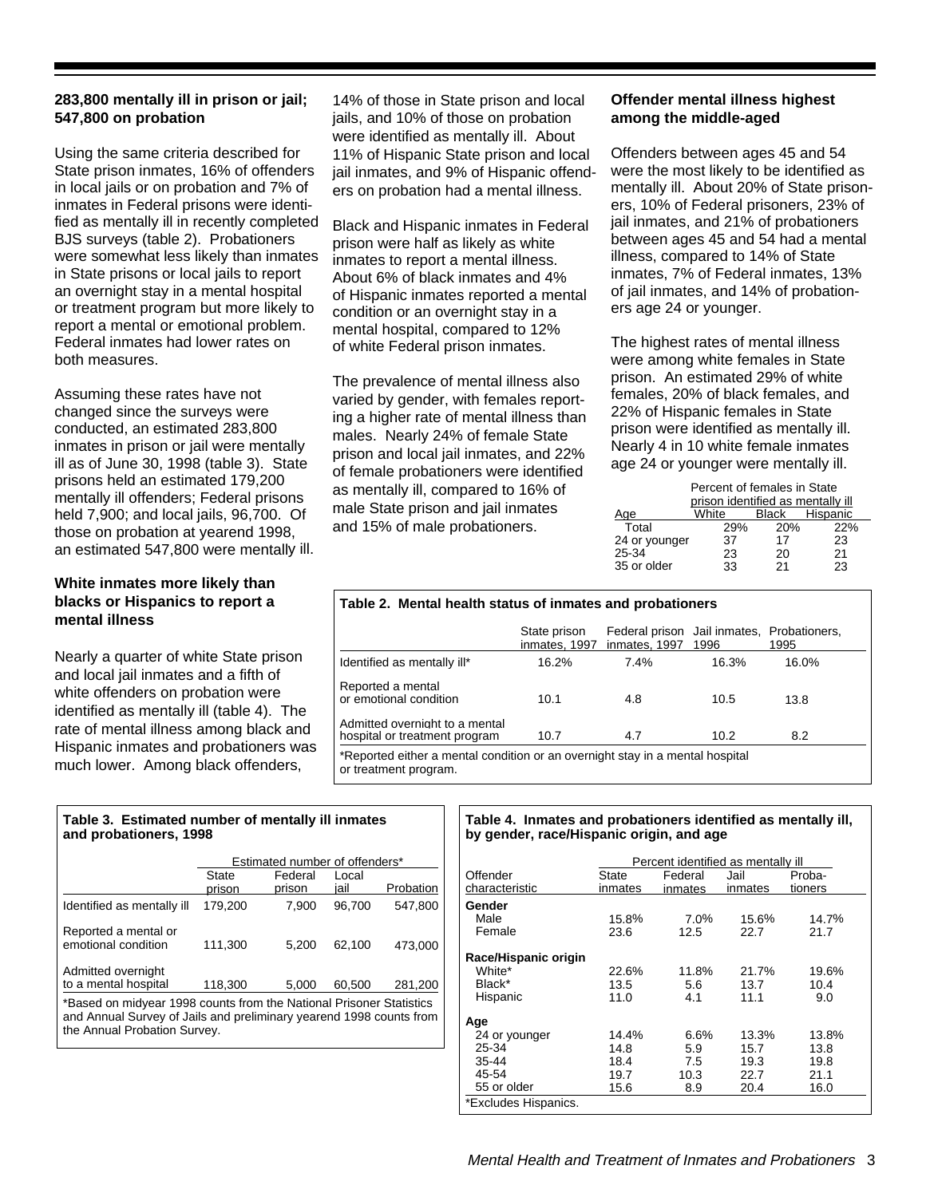### 283,800 mentally ill in prison or jail; 547,800 on probation

Using the same criteria described for State prison inmates, 16% of offenders in local jails or on probation and 7% of inmates in Federal prisons were identified as mentally ill in recently completed BJS surveys (table 2). Probationers were somewhat less likely than inmates in State prisons or local jails to report an overnight stay in a mental hospital or treatment program but more likely to report a mental or emotional problem. Federal inmates had lower rates on both measures.

Assuming these rates have not changed since the surveys were conducted, an estimated 283,800 inmates in prison or jail were mentally ill as of June 30, 1998 (table 3). State prisons held an estimated 179,200 mentally ill offenders; Federal prisons held 7,900; and local jails, 96,700. Of those on probation at yearend 1998, an estimated 547,800 were mentally ill.

### White inmates more likely than blacks or Hispanics to report a mental illness

Nearly a quarter of white State prison and local jail inmates and a fifth of white offenders on probation were identified as mentally ill (table 4). The rate of mental illness among black and Hispanic inmates and probationers was much lower. Among black offenders, 14% of those in State prison and local jails, and 10% of those on probation were identified as mentally ill. About 11% of Hispanic State prison and local jail inmates, and 9% of Hispanic offenders on probation had a mental illness.

Black and Hispanic inmates in Federal prison were half as likely as white inmates to report a mental illness. About 6% of black inmates and 4% of Hispanic inmates reported a mental condition or an overnight stay in a mental hospital, compared to 12% of white Federal prison inmates.

The prevalence of mental illness also varied by gender, with females reporting a higher rate of mental illness than males. Nearly 24% of female State prison and local jail inmates, and 22% of female probationers were identified as mentally ill, compared to 16% of male State prison and jail inmates and 15% of male probationers.

### Offender mental illness highest among the middle-aged

Offenders between ages 45 and 54 were the most likely to be identified as mentally ill. About 20% of State prisoners, 10% of Federal prisoners, 23% of jail inmates, and 21% of probationers between ages 45 and 54 had a mental illness, compared to 14% of State inmates, 7% of Federal inmates, 13% of jail inmates, and 14% of probationers age 24 or younger.

The highest rates of mental illness were among white females in State prison. An estimated 29% of white females, 20% of black females, and 22% of Hispanic females in State prison were identified as mentally ill. Nearly 4 in 10 white female inmates age 24 or younger were mentally ill.

| | Percent of females in State prison identified as mentally ill | | |
|---|---|---|---|
| Age | White | Black | Hispanic |
| Total | 29% | 20% | 22% |
| 24 or younger | 37 | 17 | 23 |
| 25-34 | 23 | 20 | 21 |
| 35 or older | 33 | 21 | 23 |

**Table 2. Mental health status of inmates and probationers**

| | State prison inmates, 1997 | Federal prison inmates, 1997 | Jail inmates, 1996 | Probationers, 1995 |
|---|---|---|---|---|
| Identified as mentally ill* | 16.2% | 7.4% | 16.3% | 16.0% |
| Reported a mental or emotional condition | 10.1 | 4.8 | 10.5 | 13.8 |
| Admitted overnight to a mental hospital or treatment program | 10.7 | 4.7 | 10.2 | 8.2 |

*Reported either a mental condition or an overnight stay in a mental hospital or treatment program.

**Table 3. Estimated number of mentally ill inmates and probationers, 1998**

| | Estimated number of offenders* | | | |
|---|---|---|---|---|
| | State prison | Federal prison | Local jail | Probation |
| Identified as mentally ill | 179,200 | 7,900 | 96,700 | 547,800 |
| Reported a mental or emotional condition | 111,300 | 5,200 | 62,100 | 473,000 |
| Admitted overnight to a mental hospital | 118,300 | 5,000 | 60,500 | 281,200 |

*Based on midyear 1998 counts from the National Prisoner Statistics and Annual Survey of Jails and preliminary yearend 1998 counts from the Annual Probation Survey.

**Table 4. Inmates and probationers identified as mentally ill, by gender, race/Hispanic origin, and age**

| | Percent identified as mentally ill | | | |
|---|---|---|---|---|
| Offender characteristic | State inmates | Federal inmates | Jail inmates | Probationers |
| **Gender** | | | | |
| Male | 15.8% | 7.0% | 15.6% | 14.7% |
| Female | 23.6 | 12.5 | 22.7 | 21.7 |
| **Race/Hispanic origin** | | | | |
| White* | 22.6% | 11.8% | 21.7% | 19.6% |
| Black* | 13.5 | 5.6 | 13.7 | 10.4 |
| Hispanic | 11.0 | 4.1 | 11.1 | 9.0 |
| **Age** | | | | |
| 24 or younger | 14.4% | 6.6% | 13.3% | 13.8% |
| 25-34 | 14.8 | 5.9 | 15.7 | 13.8 |
| 35-44 | 18.4 | 7.5 | 19.3 | 19.8 |
| 45-54 | 19.7 | 10.3 | 22.7 | 21.1 |
| 55 or older | 15.6 | 8.9 | 20.4 | 16.0 |

*Excludes Hispanics.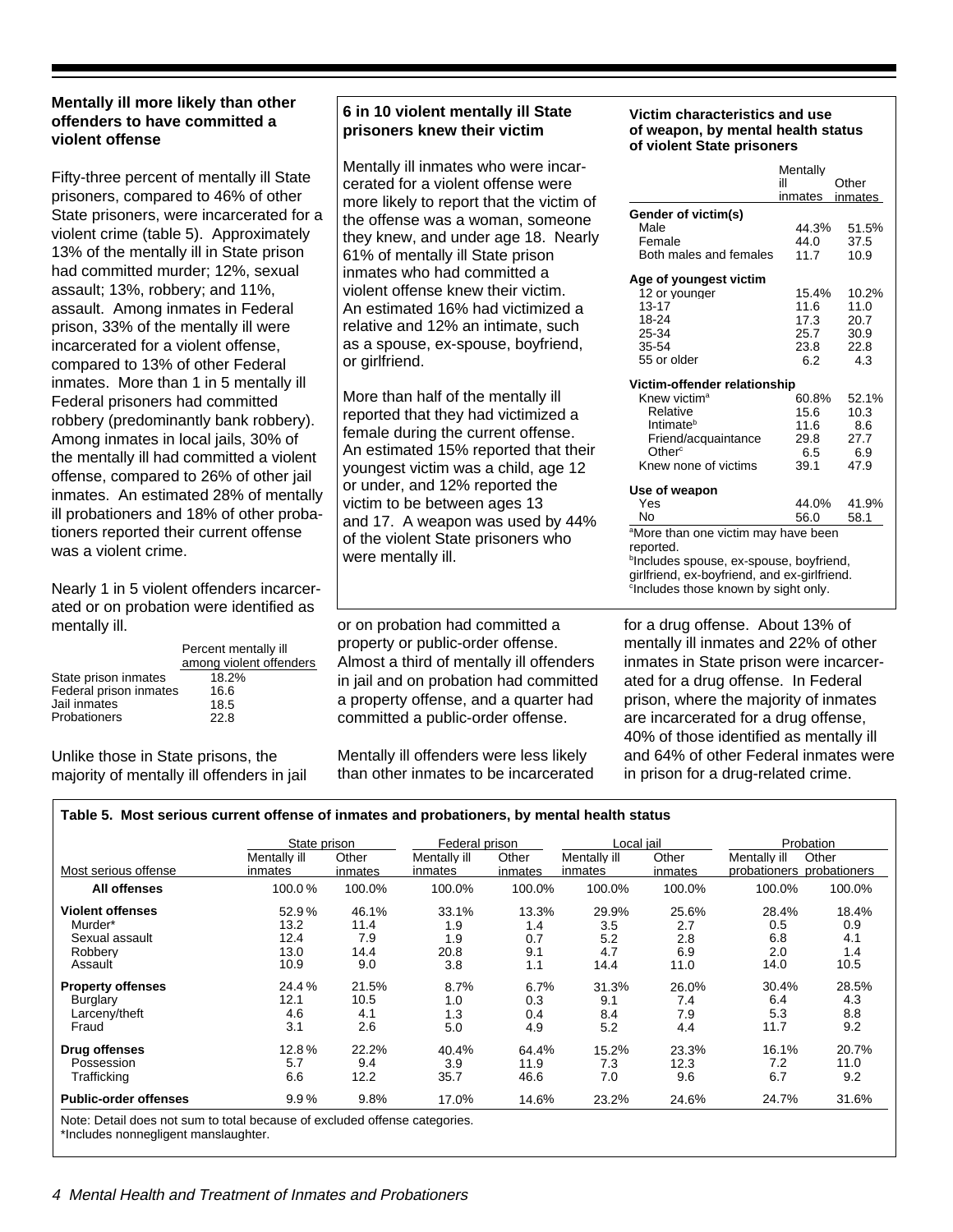### Mentally ill more likely than other offenders to have committed a violent offense

Fifty-three percent of mentally ill State prisoners, compared to 46% of other State prisoners, were incarcerated for a violent crime (table 5). Approximately 13% of the mentally ill in State prison had committed murder; 12%, sexual assault; 13%, robbery; and 11%, assault. Among inmates in Federal prison, 33% of the mentally ill were incarcerated for a violent offense, compared to 13% of other Federal inmates. More than 1 in 5 mentally ill Federal prisoners had committed robbery (predominantly bank robbery). Among inmates in local jails, 30% of the mentally ill had committed a violent offense, compared to 26% of other jail inmates. An estimated 28% of mentally ill probationers and 18% of other probationers reported their current offense was a violent crime.

Nearly 1 in 5 violent offenders incarcerated or on probation were identified as mentally ill.

| | Percent mentally ill among violent offenders |
|---|---|
| State prison inmates | 18.2% |
| Federal prison inmates | 16.6 |
| Jail inmates | 18.5 |
| Probationers | 22.8 |

Unlike those in State prisons, the majority of mentally ill offenders in jail or on probation had committed a property or public-order offense. Almost a third of mentally ill offenders in jail and on probation had committed a property offense, and a quarter had committed a public-order offense.

Mentally ill offenders were less likely than other inmates to be incarcerated for a drug offense. About 13% of mentally ill inmates and 22% of other inmates in State prison were incarcerated for a drug offense. In Federal prison, where the majority of inmates are incarcerated for a drug offense, 40% of those identified as mentally ill and 64% of other Federal inmates were in prison for a drug-related crime.

### 6 in 10 violent mentally ill State prisoners knew their victim

Mentally ill inmates who were incarcerated for a violent offense were more likely to report that the victim of the offense was a woman, someone they knew, and under age 18. Nearly 61% of mentally ill State prison inmates who had committed a violent offense knew their victim. An estimated 16% had victimized a relative and 12% an intimate, such as a spouse, ex-spouse, boyfriend, or girlfriend.

More than half of the mentally ill reported that they had victimized a female during the current offense. An estimated 15% reported that their youngest victim was a child, age 12 or under, and 12% reported the victim to be between ages 13 and 17. A weapon was used by 44% of the violent State prisoners who were mentally ill.

**Victim characteristics and use of weapon, by mental health status of violent State prisoners**

| | Mentally ill inmates | Other inmates |
|---|---|---|
| **Gender of victim(s)** | | |
| Male | 44.3% | 51.5% |
| Female | 44.0 | 37.5 |
| Both males and females | 11.7 | 10.9 |
| **Age of youngest victim** | | |
| 12 or younger | 15.4% | 10.2% |
| 13-17 | 11.6 | 11.0 |
| 18-24 | 17.3 | 20.7 |
| 25-34 | 25.7 | 30.9 |
| 35-54 | 23.8 | 22.8 |
| 55 or older | 6.2 | 4.3 |
| **Victim-offender relationship** | | |
| Knew victim[a] | 60.8% | 52.1% |
| Relative | 15.6 | 10.3 |
| Intimate[b] | 11.6 | 8.6 |
| Friend/acquaintance | 29.8 | 27.7 |
| Other[c] | 6.5 | 6.9 |
| Knew none of victims | 39.1 | 47.9 |
| **Use of weapon** | | |
| Yes | 44.0% | 41.9% |
| No | 56.0 | 58.1 |

[a]More than one victim may have been reported.
[b]Includes spouse, ex-spouse, boyfriend, girlfriend, ex-boyfriend, and ex-girlfriend.
[c]Includes those known by sight only.

**Table 5. Most serious current offense of inmates and probationers, by mental health status**

| | State prison | | Federal prison | | Local jail | | Probation | |
|---|---|---|---|---|---|---|---|---|
| Most serious offense | Mentally ill inmates | Other inmates | Mentally ill inmates | Other inmates | Mentally ill inmates | Other inmates | Mentally ill probationers | Other probationers |
| **All offenses** | 100.0% | 100.0% | 100.0% | 100.0% | 100.0% | 100.0% | 100.0% | 100.0% |
| **Violent offenses** | 52.9% | 46.1% | 33.1% | 13.3% | 29.9% | 25.6% | 28.4% | 18.4% |
| Murder* | 13.2 | 11.4 | 1.9 | 1.4 | 3.5 | 2.7 | 0.5 | 0.9 |
| Sexual assault | 12.4 | 7.9 | 1.9 | 0.7 | 5.2 | 2.8 | 6.8 | 4.1 |
| Robbery | 13.0 | 14.4 | 20.8 | 9.1 | 4.7 | 6.9 | 2.0 | 1.4 |
| Assault | 10.9 | 9.0 | 3.8 | 1.1 | 14.4 | 11.0 | 14.0 | 10.5 |
| **Property offenses** | 24.4% | 21.5% | 8.7% | 6.7% | 31.3% | 26.0% | 30.4% | 28.5% |
| Burglary | 12.1 | 10.5 | 1.0 | 0.3 | 9.1 | 7.4 | 6.4 | 4.3 |
| Larceny/theft | 4.6 | 4.1 | 1.3 | 0.4 | 8.4 | 7.9 | 5.3 | 8.8 |
| Fraud | 3.1 | 2.6 | 5.0 | 4.9 | 5.2 | 4.4 | 11.7 | 9.2 |
| **Drug offenses** | 12.8% | 22.2% | 40.4% | 64.4% | 15.2% | 23.3% | 16.1% | 20.7% |
| Possession | 5.7 | 9.4 | 3.9 | 11.9 | 7.3 | 12.3 | 7.2 | 11.0 |
| Trafficking | 6.6 | 12.2 | 35.7 | 46.6 | 7.0 | 9.6 | 6.7 | 9.2 |
| **Public-order offenses** | 9.9% | 9.8% | 17.0% | 14.6% | 23.2% | 24.6% | 24.7% | 31.6% |

Note: Detail does not sum to total because of excluded offense categories.
*Includes nonnegligent manslaughter.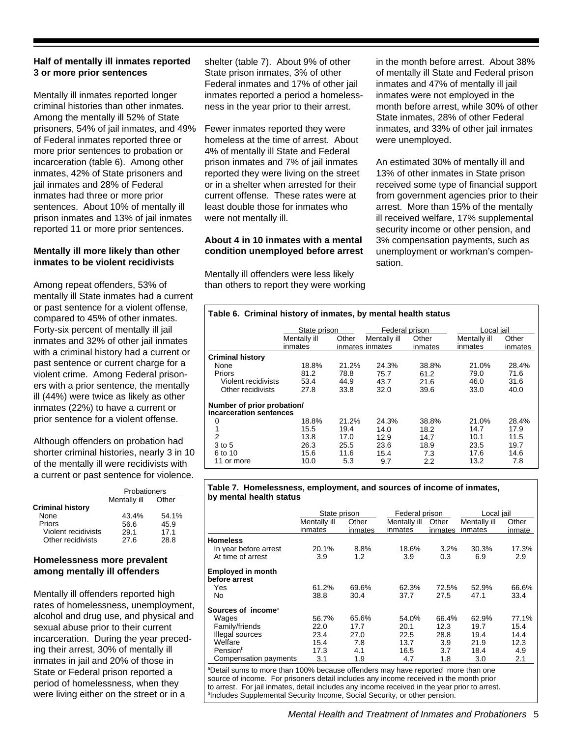**Half of mentally ill inmates reported 3 or more prior sentences**

Mentally ill inmates reported longer criminal histories than other inmates. Among the mentally ill 52% of State prisoners, 54% of jail inmates, and 49% of Federal inmates reported three or more prior sentences to probation or incarceration (table 6). Among other inmates, 42% of State prisoners and jail inmates and 28% of Federal inmates had three or more prior sentences. About 10% of mentally ill prison inmates and 13% of jail inmates reported 11 or more prior sentences.

**Mentally ill more likely than other inmates to be violent recidivists**

Among repeat offenders, 53% of mentally ill State inmates had a current or past sentence for a violent offense, compared to 45% of other inmates. Forty-six percent of mentally ill jail inmates and 32% of other jail inmates with a criminal history had a current or past sentence or current charge for a violent crime. Among Federal prisoners with a prior sentence, the mentally ill (44%) were twice as likely as other inmates (22%) to have a current or prior sentence for a violent offense.

Although offenders on probation had shorter criminal histories, nearly 3 in 10 of the mentally ill were recidivists with a current or past sentence for violence.

| | Probationers | |
|---|---|---|
| | Mentally ill | Other |
| **Criminal history** | | |
| None | 43.4% | 54.1% |
| Priors | 56.6 | 45.9 |
| Violent recidivists | 29.1 | 17.1 |
| Other recidivists | 27.6 | 28.8 |

**Homelessness more prevalent among mentally ill offenders**

Mentally ill offenders reported high rates of homelessness, unemployment, alcohol and drug use, and physical and sexual abuse prior to their current incarceration. During the year preceding their arrest, 30% of mentally ill inmates in jail and 20% of those in State or Federal prison reported a period of homelessness, when they were living either on the street or in a shelter (table 7). About 9% of other State prison inmates, 3% of other Federal inmates and 17% of other jail inmates reported a period a homelessness in the year prior to their arrest.

Fewer inmates reported they were homeless at the time of arrest. About 4% of mentally ill State and Federal prison inmates and 7% of jail inmates reported they were living on the street or in a shelter when arrested for their current offense. These rates were at least double those for inmates who were not mentally ill.

**About 4 in 10 inmates with a mental condition unemployed before arrest**

Mentally ill offenders were less likely than others to report they were working in the month before arrest. About 38% of mentally ill State and Federal prison inmates and 47% of mentally ill jail inmates were not employed in the month before arrest, while 30% of other State inmates, 28% of other Federal inmates, and 33% of other jail inmates were unemployed.

An estimated 30% of mentally ill and 13% of other inmates in State prison received some type of financial support from government agencies prior to their arrest. More than 15% of the mentally ill received welfare, 17% supplemental security income or other pension, and 3% compensation payments, such as unemployment or workman's compensation.

**Table 6. Criminal history of inmates, by mental health status**

| | State prison | | Federal prison | | Local jail | |
|---|---|---|---|---|---|---|
| | Mentally ill inmates | Other inmates | Mentally ill inmates | Other inmates | Mentally ill inmates | Other inmates |
| **Criminal history** | | | | | | |
| None | 18.8% | 21.2% | 24.3% | 38.8% | 21.0% | 28.4% |
| Priors | 81.2 | 78.8 | 75.7 | 61.2 | 79.0 | 71.6 |
| Violent recidivists | 53.4 | 44.9 | 43.7 | 21.6 | 46.0 | 31.6 |
| Other recidivists | 27.8 | 33.8 | 32.0 | 39.6 | 33.0 | 40.0 |
| **Number of prior probation/ incarceration sentences** | | | | | | |
| 0 | 18.8% | 21.2% | 24.3% | 38.8% | 21.0% | 28.4% |
| 1 | 15.5 | 19.4 | 14.0 | 18.2 | 14.7 | 17.9 |
| 2 | 13.8 | 17.0 | 12.9 | 14.7 | 10.1 | 11.5 |
| 3 to 5 | 26.3 | 25.5 | 23.6 | 18.9 | 23.5 | 19.7 |
| 6 to 10 | 15.6 | 11.6 | 15.4 | 7.3 | 17.6 | 14.6 |
| 11 or more | 10.0 | 5.3 | 9.7 | 2.2 | 13.2 | 7.8 |

**Table 7. Homelessness, employment, and sources of income of inmates, by mental health status**

| | State prison | | Federal prison | | Local jail | |
|---|---|---|---|---|---|---|
| | Mentally ill inmates | Other inmates | Mentally ill inmates | Other inmates | Mentally ill inmates | Other inmate |
| **Homeless** | | | | | | |
| In year before arrest | 20.1% | 8.8% | 18.6% | 3.2% | 30.3% | 17.3% |
| At time of arrest | 3.9 | 1.2 | 3.9 | 0.3 | 6.9 | 2.9 |
| **Employed in month before arrest** | | | | | | |
| Yes | 61.2% | 69.6% | 62.3% | 72.5% | 52.9% | 66.6% |
| No | 38.8 | 30.4 | 37.7 | 27.5 | 47.1 | 33.4 |
| **Sources of income**[a] | | | | | | |
| Wages | 56.7% | 65.6% | 54.0% | 66.4% | 62.9% | 77.1% |
| Family/friends | 22.0 | 17.7 | 20.1 | 12.3 | 19.7 | 15.4 |
| Illegal sources | 23.4 | 27.0 | 22.5 | 28.8 | 19.4 | 14.4 |
| Welfare | 15.4 | 7.8 | 13.7 | 3.9 | 21.9 | 12.3 |
| Pension[b] | 17.3 | 4.1 | 16.5 | 3.7 | 18.4 | 4.9 |
| Compensation payments | 3.1 | 1.9 | 4.7 | 1.8 | 3.0 | 2.1 |

[a]Detail sums to more than 100% because offenders may have reported more than one source of income. For prisoners detail includes any income received in the month prior to arrest. For jail inmates, detail includes any income received in the year prior to arrest.
[b]Includes Supplemental Security Income, Social Security, or other pension.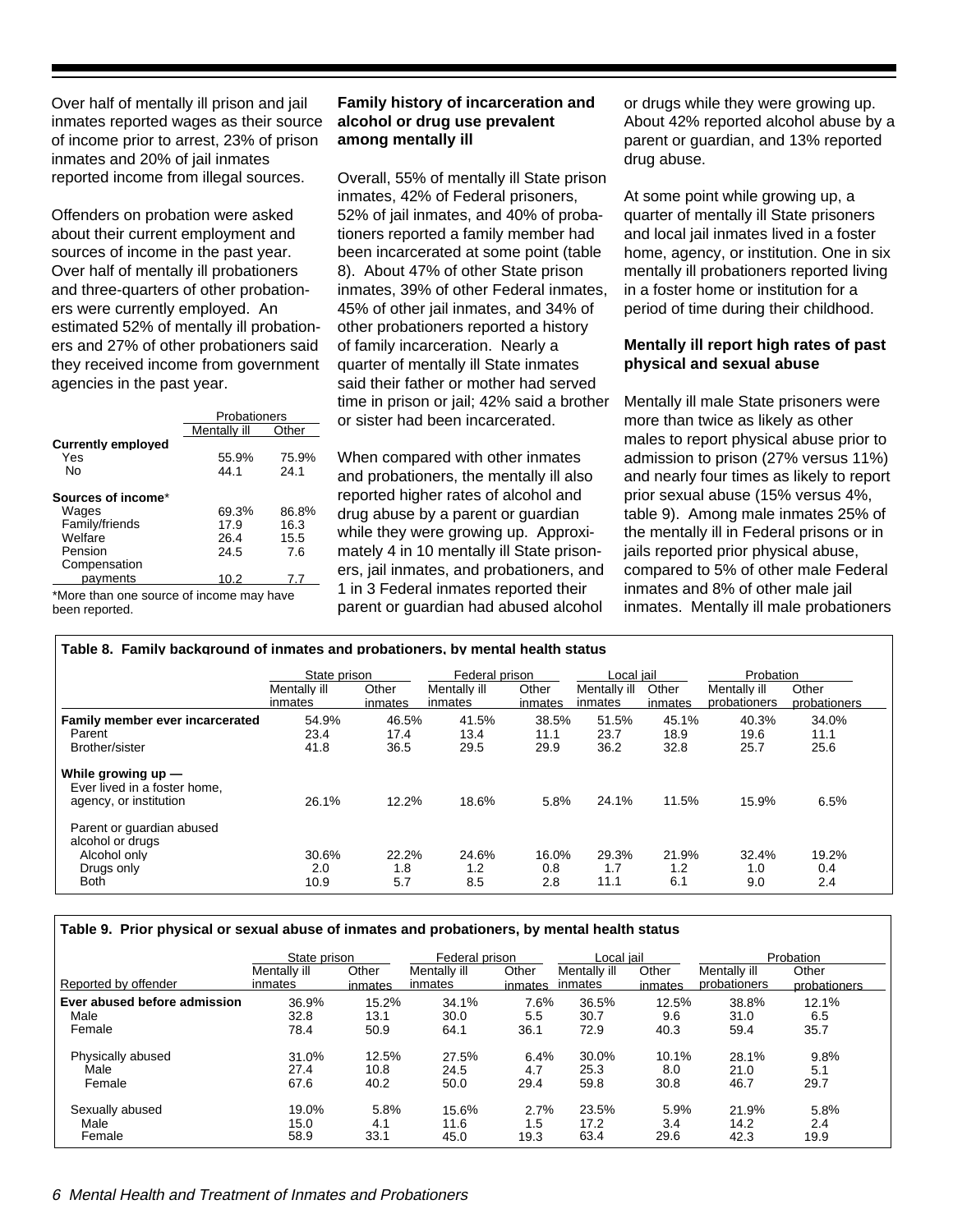Over half of mentally ill prison and jail inmates reported wages as their source of income prior to arrest, 23% of prison inmates and 20% of jail inmates reported income from illegal sources.

Offenders on probation were asked about their current employment and sources of income in the past year. Over half of mentally ill probationers and three-quarters of other probationers were currently employed. An estimated 52% of mentally ill probationers and 27% of other probationers said they received income from government agencies in the past year.

| | Probationers | |
|---|---|---|
| | Mentally ill | Other |
| **Currently employed** | | |
| Yes | 55.9% | 75.9% |
| No | 44.1 | 24.1 |
| **Sources of income*** | | |
| Wages | 69.3% | 86.8% |
| Family/friends | 17.9 | 16.3 |
| Welfare | 26.4 | 15.5 |
| Pension | 24.5 | 7.6 |
| Compensation payments | 10.2 | 7.7 |

*More than one source of income may have been reported.

**Family history of incarceration and alcohol or drug use prevalent among mentally ill**

Overall, 55% of mentally ill State prison inmates, 42% of Federal prisoners, 52% of jail inmates, and 40% of probationers reported a family member had been incarcerated at some point (table 8). About 47% of other State prison inmates, 39% of other Federal inmates, 45% of other jail inmates, and 34% of other probationers reported a history of family incarceration. Nearly a quarter of mentally ill State inmates said their father or mother had served time in prison or jail; 42% said a brother or sister had been incarcerated.

When compared with other inmates and probationers, the mentally ill also reported higher rates of alcohol and drug abuse by a parent or guardian while they were growing up. Approximately 4 in 10 mentally ill State prisoners, jail inmates, and probationers, and 1 in 3 Federal inmates reported their parent or guardian had abused alcohol or drugs while they were growing up. About 42% reported alcohol abuse by a parent or guardian, and 13% reported drug abuse.

At some point while growing up, a quarter of mentally ill State prisoners and local jail inmates lived in a foster home, agency, or institution. One in six mentally ill probationers reported living in a foster home or institution for a period of time during their childhood.

**Mentally ill report high rates of past physical and sexual abuse**

Mentally ill male State prisoners were more than twice as likely as other males to report physical abuse prior to admission to prison (27% versus 11%) and nearly four times as likely to report prior sexual abuse (15% versus 4%, table 9). Among male inmates 25% of the mentally ill in Federal prisons or in jails reported prior physical abuse, compared to 5% of other male Federal inmates and 8% of other male jail inmates. Mentally ill male probationers

**Table 8. Family background of inmates and probationers, by mental health status**

| | State prison | | Federal prison | | Local jail | | Probation | |
|---|---|---|---|---|---|---|---|---|
| | Mentally ill inmates | Other inmates | Mentally ill inmates | Other inmates | Mentally ill inmates | Other inmates | Mentally ill probationers | Other probationers |
| **Family member ever incarcerated** | 54.9% | 46.5% | 41.5% | 38.5% | 51.5% | 45.1% | 40.3% | 34.0% |
| Parent | 23.4 | 17.4 | 13.4 | 11.1 | 23.7 | 18.9 | 19.6 | 11.1 |
| Brother/sister | 41.8 | 36.5 | 29.5 | 29.9 | 36.2 | 32.8 | 25.7 | 25.6 |
| **While growing up —** | | | | | | | | |
| Ever lived in a foster home, agency, or institution | 26.1% | 12.2% | 18.6% | 5.8% | 24.1% | 11.5% | 15.9% | 6.5% |
| Parent or guardian abused alcohol or drugs | | | | | | | | |
| Alcohol only | 30.6% | 22.2% | 24.6% | 16.0% | 29.3% | 21.9% | 32.4% | 19.2% |
| Drugs only | 2.0 | 1.8 | 1.2 | 0.8 | 1.7 | 1.2 | 1.0 | 0.4 |
| Both | 10.9 | 5.7 | 8.5 | 2.8 | 11.1 | 6.1 | 9.0 | 2.4 |

**Table 9. Prior physical or sexual abuse of inmates and probationers, by mental health status**

| | State prison | | Federal prison | | Local jail | | Probation | |
|---|---|---|---|---|---|---|---|---|
| Reported by offender | Mentally ill inmates | Other inmates | Mentally ill inmates | Other inmates | Mentally ill inmates | Other inmates | Mentally ill probationers | Other probationers |
| **Ever abused before admission** | 36.9% | 15.2% | 34.1% | 7.6% | 36.5% | 12.5% | 38.8% | 12.1% |
| Male | 32.8 | 13.1 | 30.0 | 5.5 | 30.7 | 9.6 | 31.0 | 6.5 |
| Female | 78.4 | 50.9 | 64.1 | 36.1 | 72.9 | 40.3 | 59.4 | 35.7 |
| Physically abused | 31.0% | 12.5% | 27.5% | 6.4% | 30.0% | 10.1% | 28.1% | 9.8% |
| Male | 27.4 | 10.8 | 24.5 | 4.7 | 25.3 | 8.0 | 21.0 | 5.1 |
| Female | 67.6 | 40.2 | 50.0 | 29.4 | 59.8 | 30.8 | 46.7 | 29.7 |
| Sexually abused | 19.0% | 5.8% | 15.6% | 2.7% | 23.5% | 5.9% | 21.9% | 5.8% |
| Male | 15.0 | 4.1 | 11.6 | 1.5 | 17.2 | 3.4 | 14.2 | 2.4 |
| Female | 58.9 | 33.1 | 45.0 | 19.3 | 63.4 | 29.6 | 42.3 | 19.9 |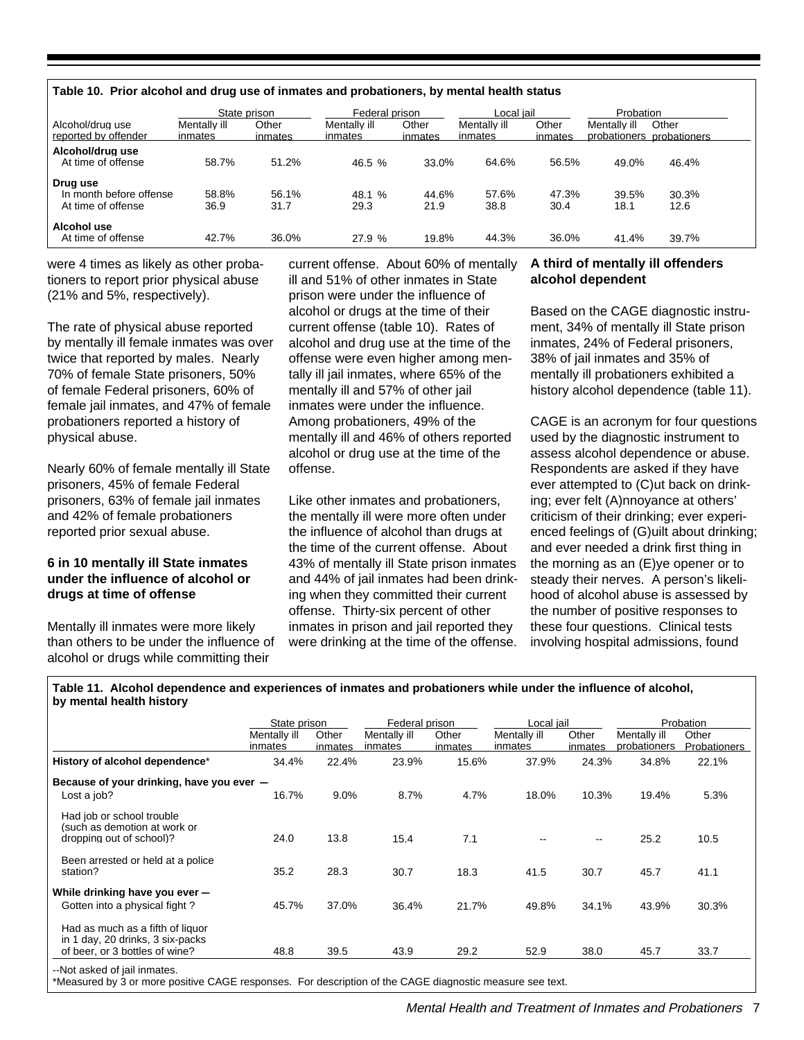**Table 10. Prior alcohol and drug use of inmates and probationers, by mental health status**

| Alcohol/drug use reported by offender | State prison | | Federal prison | | Local jail | | Probation | |
|---|---|---|---|---|---|---|---|---|
| | Mentally ill inmates | Other inmates | Mentally ill inmates | Other inmates | Mentally ill inmates | Other inmates | Mentally ill probationers | Other probationers |
| **Alcohol/drug use** | | | | | | | | |
| At time of offense | 58.7% | 51.2% | 46.5 % | 33.0% | 64.6% | 56.5% | 49.0% | 46.4% |
| **Drug use** | | | | | | | | |
| In month before offense | 58.8% | 56.1% | 48.1 % | 44.6% | 57.6% | 47.3% | 39.5% | 30.3% |
| At time of offense | 36.9 | 31.7 | 29.3 | 21.9 | 38.8 | 30.4 | 18.1 | 12.6 |
| **Alcohol use** | | | | | | | | |
| At time of offense | 42.7% | 36.0% | 27.9 % | 19.8% | 44.3% | 36.0% | 41.4% | 39.7% |

were 4 times as likely as other probationers to report prior physical abuse (21% and 5%, respectively).

The rate of physical abuse reported by mentally ill female inmates was over twice that reported by males. Nearly 70% of female State prisoners, 50% of female Federal prisoners, 60% of female jail inmates, and 47% of female probationers reported a history of physical abuse.

Nearly 60% of female mentally ill State prisoners, 45% of female Federal prisoners, 63% of female jail inmates and 42% of female probationers reported prior sexual abuse.

### 6 in 10 mentally ill State inmates under the influence of alcohol or drugs at time of offense

Mentally ill inmates were more likely than others to be under the influence of alcohol or drugs while committing their current offense. About 60% of mentally ill and 51% of other inmates in State prison were under the influence of alcohol or drugs at the time of their current offense (table 10). Rates of alcohol and drug use at the time of the offense were even higher among mentally ill jail inmates, where 65% of the mentally ill and 57% of other jail inmates were under the influence. Among probationers, 49% of the mentally ill and 46% of others reported alcohol or drug use at the time of the offense.

Like other inmates and probationers, the mentally ill were more often under the influence of alcohol than drugs at the time of the current offense. About 43% of mentally ill State prison inmates and 44% of jail inmates had been drinking when they committed their current offense. Thirty-six percent of other inmates in prison and jail reported they were drinking at the time of the offense.

### A third of mentally ill offenders alcohol dependent

Based on the CAGE diagnostic instrument, 34% of mentally ill State prison inmates, 24% of Federal prisoners, 38% of jail inmates and 35% of mentally ill probationers exhibited a history alcohol dependence (table 11).

CAGE is an acronym for four questions used by the diagnostic instrument to assess alcohol dependence or abuse. Respondents are asked if they have ever attempted to (C)ut back on drinking; ever felt (A)nnoyance at others' criticism of their drinking; ever experienced feelings of (G)uilt about drinking; and ever needed a drink first thing in the morning as an (E)ye opener or to steady their nerves. A person's likelihood of alcohol abuse is assessed by the number of positive responses to these four questions. Clinical tests involving hospital admissions, found

**Table 11. Alcohol dependence and experiences of inmates and probationers while under the influence of alcohol, by mental health history**

| | State prison | | Federal prison | | Local jail | | Probation | |
|---|---|---|---|---|---|---|---|---|
| | Mentally ill inmates | Other inmates | Mentally ill inmates | Other inmates | Mentally ill inmates | Other inmates | Mentally ill probationers | Other Probationers |
| **History of alcohol dependence*** | 34.4% | 22.4% | 23.9% | 15.6% | 37.9% | 24.3% | 34.8% | 22.1% |
| **Because of your drinking, have you ever —** | | | | | | | | |
| Lost a job? | 16.7% | 9.0% | 8.7% | 4.7% | 18.0% | 10.3% | 19.4% | 5.3% |
| Had job or school trouble (such as demotion at work or dropping out of school)? | 24.0 | 13.8 | 15.4 | 7.1 | -- | -- | 25.2 | 10.5 |
| Been arrested or held at a police station? | 35.2 | 28.3 | 30.7 | 18.3 | 41.5 | 30.7 | 45.7 | 41.1 |
| **While drinking have you ever —** | | | | | | | | |
| Gotten into a physical fight ? | 45.7% | 37.0% | 36.4% | 21.7% | 49.8% | 34.1% | 43.9% | 30.3% |
| Had as much as a fifth of liquor in 1 day, 20 drinks, 3 six-packs of beer, or 3 bottles of wine? | 48.8 | 39.5 | 43.9 | 29.2 | 52.9 | 38.0 | 45.7 | 33.7 |

--Not asked of jail inmates.
*Measured by 3 or more positive CAGE responses. For description of the CAGE diagnostic measure see text.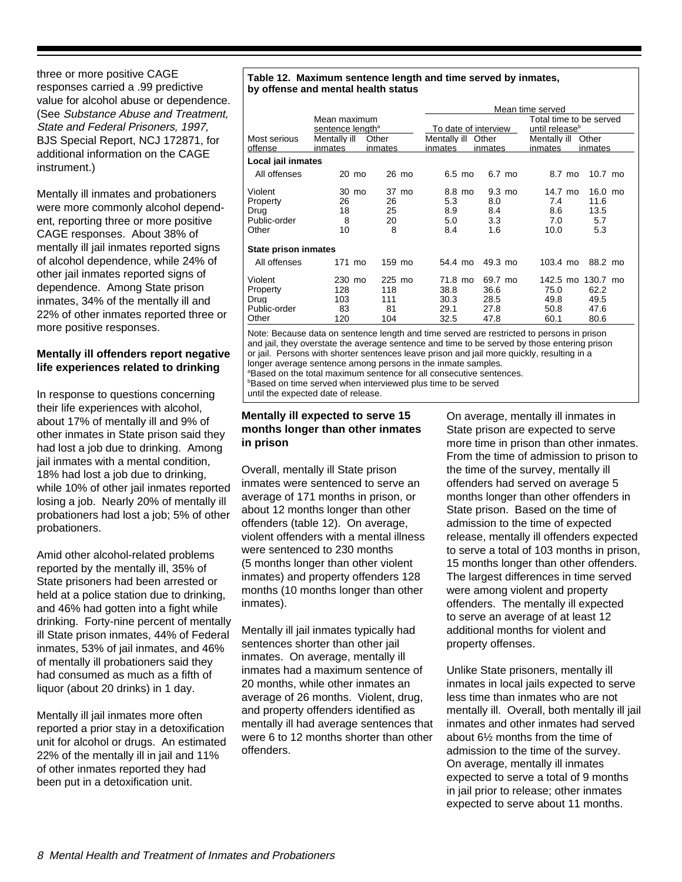three or more positive CAGE responses carried a .99 predictive value for alcohol abuse or dependence. (See *Substance Abuse and Treatment, State and Federal Prisoners, 1997,* BJS Special Report, NCJ 172871, for additional information on the CAGE instrument.)

Mentally ill inmates and probationers were more commonly alcohol dependent, reporting three or more positive CAGE responses. About 38% of mentally ill jail inmates reported signs of alcohol dependence, while 24% of other jail inmates reported signs of dependence. Among State prison inmates, 34% of the mentally ill and 22% of other inmates reported three or more positive responses.

### Mentally ill offenders report negative life experiences related to drinking

In response to questions concerning their life experiences with alcohol, about 17% of mentally ill and 9% of other inmates in State prison said they had lost a job due to drinking. Among jail inmates with a mental condition, 18% had lost a job due to drinking, while 10% of other jail inmates reported losing a job. Nearly 20% of mentally ill probationers had lost a job; 5% of other probationers.

Amid other alcohol-related problems reported by the mentally ill, 35% of State prisoners had been arrested or held at a police station due to drinking, and 46% had gotten into a fight while drinking. Forty-nine percent of mentally ill State prison inmates, 44% of Federal inmates, 53% of jail inmates, and 46% of mentally ill probationers said they had consumed as much as a fifth of liquor (about 20 drinks) in 1 day.

Mentally ill jail inmates more often reported a prior stay in a detoxification unit for alcohol or drugs. An estimated 22% of the mentally ill in jail and 11% of other inmates reported they had been put in a detoxification unit.

**Table 12. Maximum sentence length and time served by inmates, by offense and mental health status**

| | Mean maximum sentence length[a] | | Mean time served: To date of interview | | Mean time served: Total time to be served until release[b] | |
|---|---|---|---|---|---|---|
| Most serious offense | Mentally ill inmates | Other inmates | Mentally ill inmates | Other inmates | Mentally ill inmates | Other inmates |
| **Local jail inmates** | | | | | | |
| All offenses | 20 mo | 26 mo | 6.5 mo | 6.7 mo | 8.7 mo | 10.7 mo |
| Violent | 30 mo | 37 mo | 8.8 mo | 9.3 mo | 14.7 mo | 16.0 mo |
| Property | 26 | 26 | 5.3 | 8.0 | 7.4 | 11.6 |
| Drug | 18 | 25 | 8.9 | 8.4 | 8.6 | 13.5 |
| Public-order | 8 | 20 | 5.0 | 3.3 | 7.0 | 5.7 |
| Other | 10 | 8 | 8.4 | 1.6 | 10.0 | 5.3 |
| **State prison inmates** | | | | | | |
| All offenses | 171 mo | 159 mo | 54.4 mo | 49.3 mo | 103.4 mo | 88.2 mo |
| Violent | 230 mo | 225 mo | 71.8 mo | 69.7 mo | 142.5 mo | 130.7 mo |
| Property | 128 | 118 | 38.8 | 36.6 | 75.0 | 62.2 |
| Drug | 103 | 111 | 30.3 | 28.5 | 49.8 | 49.5 |
| Public-order | 83 | 81 | 29.1 | 27.8 | 50.8 | 47.6 |
| Other | 120 | 104 | 32.5 | 47.8 | 60.1 | 80.6 |

Note: Because data on sentence length and time served are restricted to persons in prison and jail, they overstate the average sentence and time to be served by those entering prison or jail. Persons with shorter sentences leave prison and jail more quickly, resulting in a longer average sentence among persons in the inmate samples.
[a]Based on the total maximum sentence for all consecutive sentences.
[b]Based on time served when interviewed plus time to be served until the expected date of release.

### Mentally ill expected to serve 15 months longer than other inmates in prison

Overall, mentally ill State prison inmates were sentenced to serve an average of 171 months in prison, or about 12 months longer than other offenders (table 12). On average, violent offenders with a mental illness were sentenced to 230 months (5 months longer than other violent inmates) and property offenders 128 months (10 months longer than other inmates).

Mentally ill jail inmates typically had sentences shorter than other jail inmates. On average, mentally ill inmates had a maximum sentence of 20 months, while other inmates an average of 26 months. Violent, drug, and property offenders identified as mentally ill had average sentences that were 6 to 12 months shorter than other offenders.

On average, mentally ill inmates in State prison are expected to serve more time in prison than other inmates. From the time of admission to prison to the time of the survey, mentally ill offenders had served on average 5 months longer than other offenders in State prison. Based on the time of admission to the time of expected release, mentally ill offenders expected to serve a total of 103 months in prison, 15 months longer than other offenders. The largest differences in time served were among violent and property offenders. The mentally ill expected to serve an average of at least 12 additional months for violent and property offenses.

Unlike State prisoners, mentally ill inmates in local jails expected to serve less time than inmates who are not mentally ill. Overall, both mentally ill jail inmates and other inmates had served about 6½ months from the time of admission to the time of the survey. On average, mentally ill inmates expected to serve a total of 9 months in jail prior to release; other inmates expected to serve about 11 months.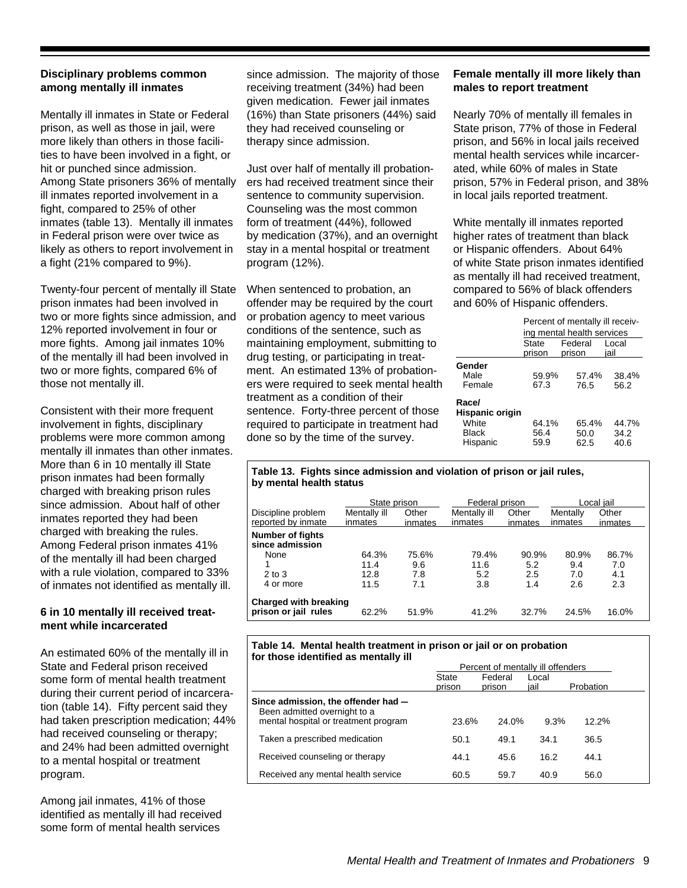### Disciplinary problems common among mentally ill inmates

Mentally ill inmates in State or Federal prison, as well as those in jail, were more likely than others in those facilities to have been involved in a fight, or hit or punched since admission. Among State prisoners 36% of mentally ill inmates reported involvement in a fight, compared to 25% of other inmates (table 13). Mentally ill inmates in Federal prison were over twice as likely as others to report involvement in a fight (21% compared to 9%).

Twenty-four percent of mentally ill State prison inmates had been involved in two or more fights since admission, and 12% reported involvement in four or more fights. Among jail inmates 10% of the mentally ill had been involved in two or more fights, compared 6% of those not mentally ill.

Consistent with their more frequent involvement in fights, disciplinary problems were more common among mentally ill inmates than other inmates. More than 6 in 10 mentally ill State prison inmates had been formally charged with breaking prison rules since admission. About half of other inmates reported they had been charged with breaking the rules. Among Federal prison inmates 41% of the mentally ill had been charged with a rule violation, compared to 33% of inmates not identified as mentally ill.

### 6 in 10 mentally ill received treatment while incarcerated

An estimated 60% of the mentally ill in State and Federal prison received some form of mental health treatment during their current period of incarceration (table 14). Fifty percent said they had taken prescription medication; 44% had received counseling or therapy; and 24% had been admitted overnight to a mental hospital or treatment program.

Among jail inmates, 41% of those identified as mentally ill had received some form of mental health services since admission. The majority of those receiving treatment (34%) had been given medication. Fewer jail inmates (16%) than State prisoners (44%) said they had received counseling or therapy since admission.

Just over half of mentally ill probationers had received treatment since their sentence to community supervision. Counseling was the most common form of treatment (44%), followed by medication (37%), and an overnight stay in a mental hospital or treatment program (12%).

When sentenced to probation, an offender may be required by the court or probation agency to meet various conditions of the sentence, such as maintaining employment, submitting to drug testing, or participating in treatment. An estimated 13% of probationers were required to seek mental health treatment as a condition of their sentence. Forty-three percent of those required to participate in treatment had done so by the time of the survey.

### Female mentally ill more likely than males to report treatment

Nearly 70% of mentally ill females in State prison, 77% of those in Federal prison, and 56% in local jails received mental health services while incarcerated, while 60% of males in State prison, 57% in Federal prison, and 38% in local jails reported treatment.

White mentally ill inmates reported higher rates of treatment than black or Hispanic offenders. About 64% of white State prison inmates identified as mentally ill had received treatment, compared to 56% of black offenders and 60% of Hispanic offenders.

| | Percent of mentally ill receiving mental health services | | |
|---|---|---|---|
| | State prison | Federal prison | Local jail |
| **Gender** | | | |
| Male | 59.9% | 57.4% | 38.4% |
| Female | 67.3 | 76.5 | 56.2 |
| **Race/ Hispanic origin** | | | |
| White | 64.1% | 65.4% | 44.7% |
| Black | 56.4 | 50.0 | 34.2 |
| Hispanic | 59.9 | 62.5 | 40.6 |

**Table 13. Fights since admission and violation of prison or jail rules, by mental health status**

| Discipline problem reported by inmate | State prison | | Federal prison | | Local jail | |
|---|---|---|---|---|---|---|
| | Mentally ill inmates | Other inmates | Mentally ill inmates | Other inmates | Mentally ill inmates | Other inmates |
| **Number of fights since admission** | | | | | | |
| None | 64.3% | 75.6% | 79.4% | 90.9% | 80.9% | 86.7% |
| 1 | 11.4 | 9.6 | 11.6 | 5.2 | 9.4 | 7.0 |
| 2 to 3 | 12.8 | 7.8 | 5.2 | 2.5 | 7.0 | 4.1 |
| 4 or more | 11.5 | 7.1 | 3.8 | 1.4 | 2.6 | 2.3 |
| **Charged with breaking prison or jail rules** | 62.2% | 51.9% | 41.2% | 32.7% | 24.5% | 16.0% |

**Table 14. Mental health treatment in prison or jail or on probation for those identified as mentally ill**

| | Percent of mentally ill offenders | | | |
|---|---|---|---|---|
| | State prison | Federal prison | Local jail | Probation |
| **Since admission, the offender had —** | | | | |
| Been admitted overnight to a mental hospital or treatment program | 23.6% | 24.0% | 9.3% | 12.2% |
| Taken a prescribed medication | 50.1 | 49.1 | 34.1 | 36.5 |
| Received counseling or therapy | 44.1 | 45.6 | 16.2 | 44.1 |
| Received any mental health service | 60.5 | 59.7 | 40.9 | 56.0 |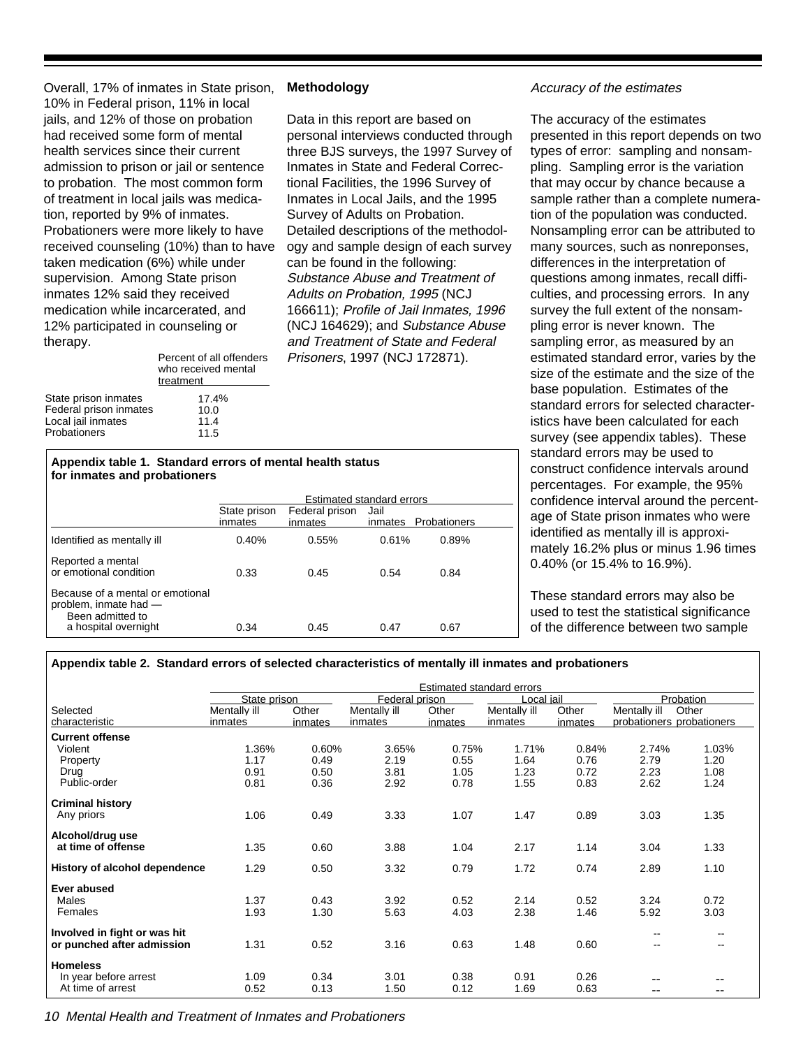Overall, 17% of inmates in State prison, 10% in Federal prison, 11% in local jails, and 12% of those on probation had received some form of mental health services since their current admission to prison or jail or sentence to probation. The most common form of treatment in local jails was medication, reported by 9% of inmates. Probationers were more likely to have received counseling (10%) than to have taken medication (6%) while under supervision. Among State prison inmates 12% said they received medication while incarcerated, and 12% participated in counseling or therapy.

| | Percent of all offenders who received mental treatment |
|---|---|
| State prison inmates | 17.4% |
| Federal prison inmates | 10.0 |
| Local jail inmates | 11.4 |
| Probationers | 11.5 |

**Appendix table 1. Standard errors of mental health status for inmates and probationers**

| | Estimated standard errors | | | |
|---|---|---|---|---|
| | State prison inmates | Federal prison inmates | Jail inmates | Probationers |
| Identified as mentally ill | 0.40% | 0.55% | 0.61% | 0.89% |
| Reported a mental or emotional condition | 0.33 | 0.45 | 0.54 | 0.84 |
| Because of a mental or emotional problem, inmate had — Been admitted to a hospital overnight | 0.34 | 0.45 | 0.47 | 0.67 |

**Methodology**

Data in this report are based on personal interviews conducted through three BJS surveys, the 1997 Survey of Inmates in State and Federal Correctional Facilities, the 1996 Survey of Inmates in Local Jails, and the 1995 Survey of Adults on Probation. Detailed descriptions of the methodology and sample design of each survey can be found in the following: *Substance Abuse and Treatment of Adults on Probation, 1995* (NCJ 166611); *Profile of Jail Inmates, 1996* (NCJ 164629); and *Substance Abuse and Treatment of State and Federal Prisoners*, 1997 (NCJ 172871).

*Accuracy of the estimates*

The accuracy of the estimates presented in this report depends on two types of error: sampling and nonsampling. Sampling error is the variation that may occur by chance because a sample rather than a complete numeration of the population was conducted. Nonsampling error can be attributed to many sources, such as nonreponses, differences in the interpretation of questions among inmates, recall difficulties, and processing errors. In any survey the full extent of the nonsampling error is never known. The sampling error, as measured by an estimated standard error, varies by the size of the estimate and the size of the base population. Estimates of the standard errors for selected characteristics have been calculated for each survey (see appendix tables). These standard errors may be used to construct confidence intervals around percentages. For example, the 95% confidence interval around the percentage of State prison inmates who were identified as mentally ill is approximately 16.2% plus or minus 1.96 times 0.40% (or 15.4% to 16.9%).

These standard errors may also be used to test the statistical significance of the difference between two sample

**Appendix table 2. Standard errors of selected characteristics of mentally ill inmates and probationers**

| | Estimated standard errors | | | | | | | |
|---|---|---|---|---|---|---|---|---|
| | State prison | | Federal prison | | Local jail | | Probation | |
| Selected characteristic | Mentally ill inmates | Other inmates | Mentally ill inmates | Other inmates | Mentally ill inmates | Other inmates | Mentally ill probationers | Other probationers |
| **Current offense** | | | | | | | | |
| Violent | 1.36% | 0.60% | 3.65% | 0.75% | 1.71% | 0.84% | 2.74% | 1.03% |
| Property | 1.17 | 0.49 | 2.19 | 0.55 | 1.64 | 0.76 | 2.79 | 1.20 |
| Drug | 0.91 | 0.50 | 3.81 | 1.05 | 1.23 | 0.72 | 2.23 | 1.08 |
| Public-order | 0.81 | 0.36 | 2.92 | 0.78 | 1.55 | 0.83 | 2.62 | 1.24 |
| **Criminal history** | | | | | | | | |
| Any priors | 1.06 | 0.49 | 3.33 | 1.07 | 1.47 | 0.89 | 3.03 | 1.35 |
| **Alcohol/drug use at time of offense** | 1.35 | 0.60 | 3.88 | 1.04 | 2.17 | 1.14 | 3.04 | 1.33 |
| **History of alcohol dependence** | 1.29 | 0.50 | 3.32 | 0.79 | 1.72 | 0.74 | 2.89 | 1.10 |
| **Ever abused** | | | | | | | | |
| Males | 1.37 | 0.43 | 3.92 | 0.52 | 2.14 | 0.52 | 3.24 | 0.72 |
| Females | 1.93 | 1.30 | 5.63 | 4.03 | 2.38 | 1.46 | 5.92 | 3.03 |
| **Involved in fight or was hit or punched after admission** | 1.31 | 0.52 | 3.16 | 0.63 | 1.48 | 0.60 | -- | -- |
| **Homeless** | | | | | | | | |
| In year before arrest | 1.09 | 0.34 | 3.01 | 0.38 | 0.91 | 0.26 | -- | -- |
| At time of arrest | 0.52 | 0.13 | 1.50 | 0.12 | 1.69 | 0.63 | -- | -- |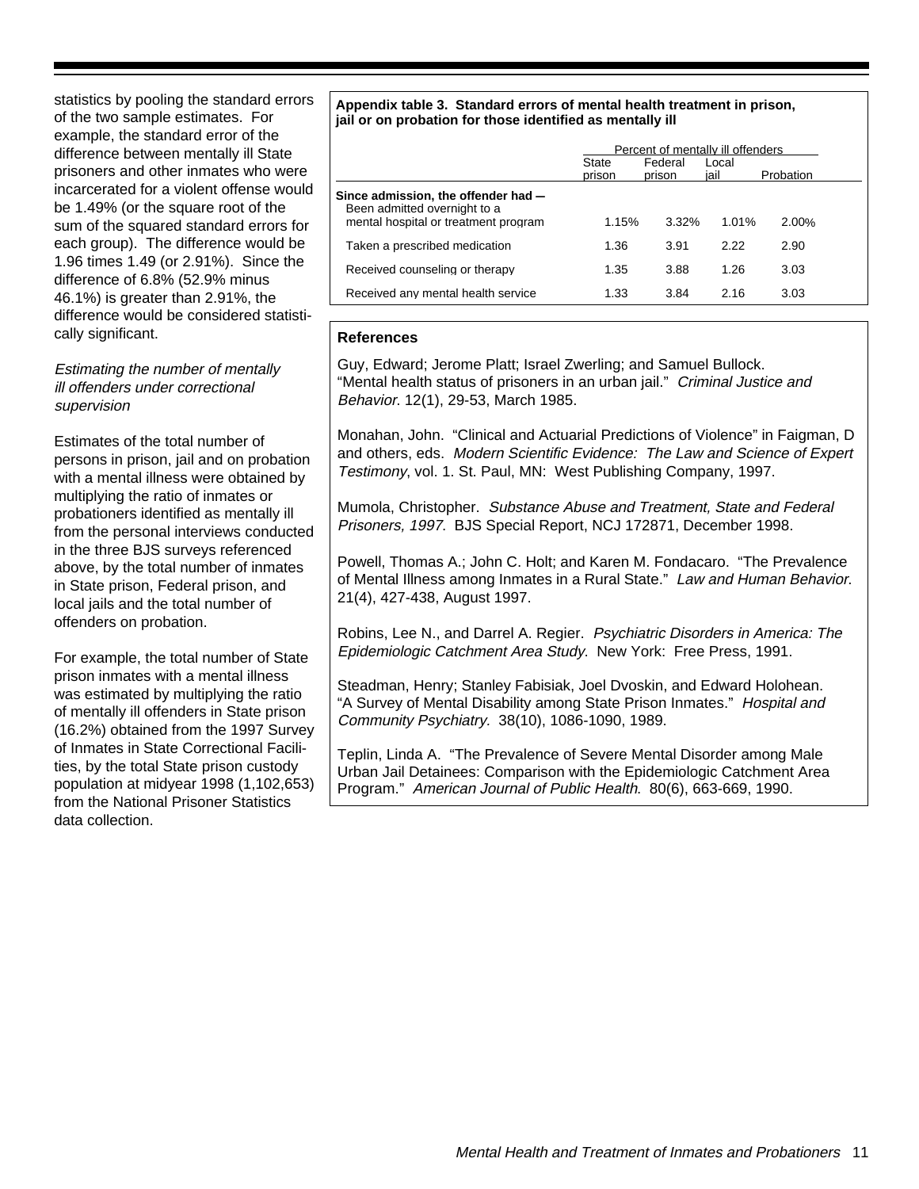statistics by pooling the standard errors of the two sample estimates. For example, the standard error of the difference between mentally ill State prisoners and other inmates who were incarcerated for a violent offense would be 1.49% (or the square root of the sum of the squared standard errors for each group). The difference would be 1.96 times 1.49 (or 2.91%). Since the difference of 6.8% (52.9% minus 46.1%) is greater than 2.91%, the difference would be considered statistically significant.

*Estimating the number of mentally ill offenders under correctional supervision*

Estimates of the total number of persons in prison, jail and on probation with a mental illness were obtained by multiplying the ratio of inmates or probationers identified as mentally ill from the personal interviews conducted in the three BJS surveys referenced above, by the total number of inmates in State prison, Federal prison, and local jails and the total number of offenders on probation.

For example, the total number of State prison inmates with a mental illness was estimated by multiplying the ratio of mentally ill offenders in State prison (16.2%) obtained from the 1997 Survey of Inmates in State Correctional Facilities, by the total State prison custody population at midyear 1998 (1,102,653) from the National Prisoner Statistics data collection.

**Appendix table 3. Standard errors of mental health treatment in prison, jail or on probation for those identified as mentally ill**

| | Percent of mentally ill offenders | | | |
|---|---|---|---|---|
| | State prison | Federal prison | Local jail | Probation |
| **Since admission, the offender had —** | | | | |
| Been admitted overnight to a mental hospital or treatment program | 1.15% | 3.32% | 1.01% | 2.00% |
| Taken a prescribed medication | 1.36 | 3.91 | 2.22 | 2.90 |
| Received counseling or therapy | 1.35 | 3.88 | 1.26 | 3.03 |
| Received any mental health service | 1.33 | 3.84 | 2.16 | 3.03 |

**References**

Guy, Edward; Jerome Platt; Israel Zwerling; and Samuel Bullock. "Mental health status of prisoners in an urban jail." *Criminal Justice and Behavior.* 12(1), 29-53, March 1985.

Monahan, John. "Clinical and Actuarial Predictions of Violence" in Faigman, D and others, eds. *Modern Scientific Evidence: The Law and Science of Expert Testimony*, vol. 1. St. Paul, MN: West Publishing Company, 1997.

Mumola, Christopher. *Substance Abuse and Treatment, State and Federal Prisoners, 1997.* BJS Special Report, NCJ 172871, December 1998.

Powell, Thomas A.; John C. Holt; and Karen M. Fondacaro. "The Prevalence of Mental Illness among Inmates in a Rural State." *Law and Human Behavior.* 21(4), 427-438, August 1997.

Robins, Lee N., and Darrel A. Regier. *Psychiatric Disorders in America: The Epidemiologic Catchment Area Study.* New York: Free Press, 1991.

Steadman, Henry; Stanley Fabisiak, Joel Dvoskin, and Edward Holohean. "A Survey of Mental Disability among State Prison Inmates." *Hospital and Community Psychiatry.* 38(10), 1086-1090, 1989.

Teplin, Linda A. "The Prevalence of Severe Mental Disorder among Male Urban Jail Detainees: Comparison with the Epidemiologic Catchment Area Program." *American Journal of Public Health.* 80(6), 663-669, 1990.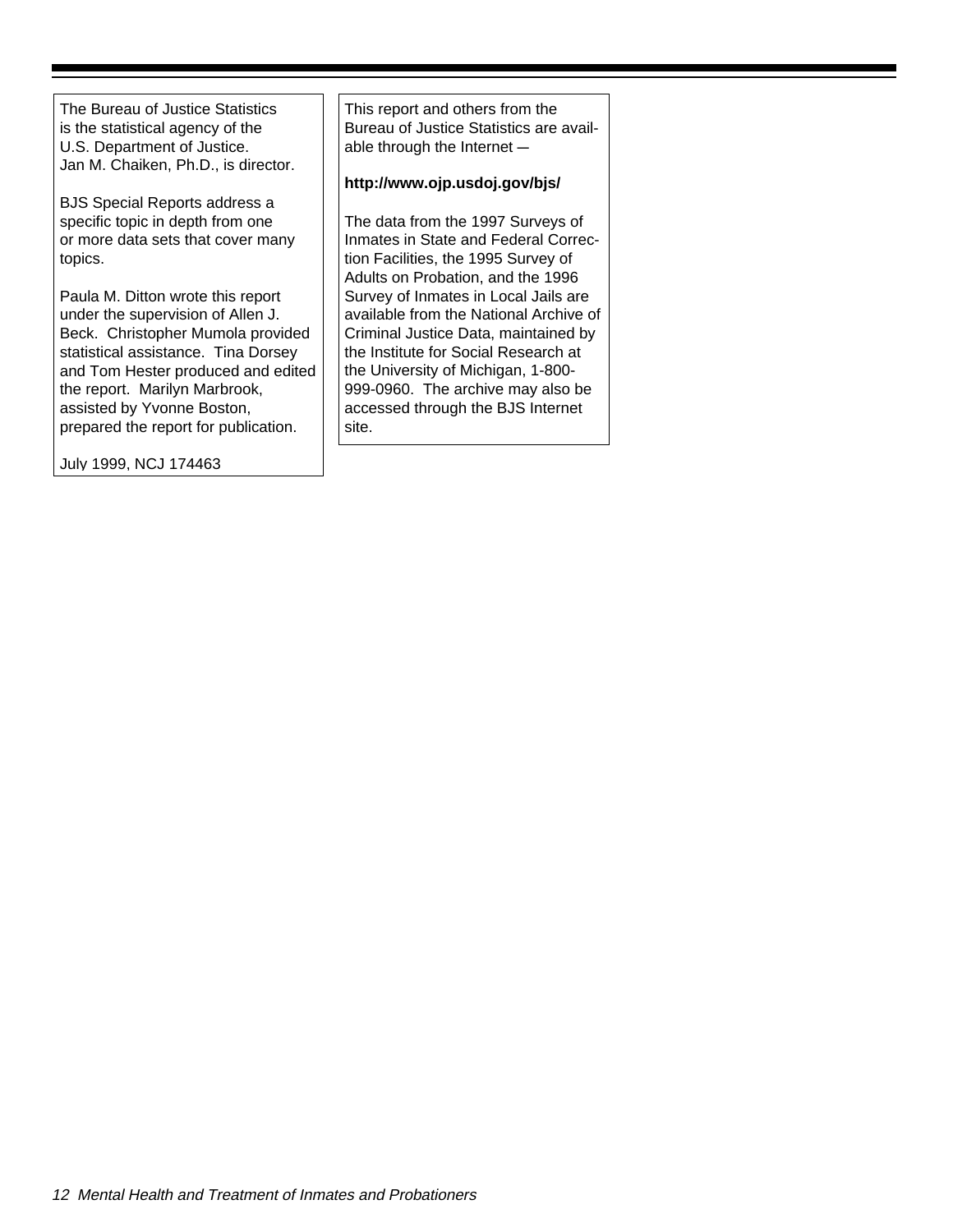The Bureau of Justice Statistics is the statistical agency of the U.S. Department of Justice. Jan M. Chaiken, Ph.D., is director.

BJS Special Reports address a specific topic in depth from one or more data sets that cover many topics.

Paula M. Ditton wrote this report under the supervision of Allen J. Beck. Christopher Mumola provided statistical assistance. Tina Dorsey and Tom Hester produced and edited the report. Marilyn Marbrook, assisted by Yvonne Boston, prepared the report for publication.

July 1999, NCJ 174463

This report and others from the Bureau of Justice Statistics are available through the Internet —

**http://www.ojp.usdoj.gov/bjs/**

The data from the 1997 Surveys of Inmates in State and Federal Correction Facilities, the 1995 Survey of Adults on Probation, and the 1996 Survey of Inmates in Local Jails are available from the National Archive of Criminal Justice Data, maintained by the Institute for Social Research at the University of Michigan, 1-800-999-0960. The archive may also be accessed through the BJS Internet site.